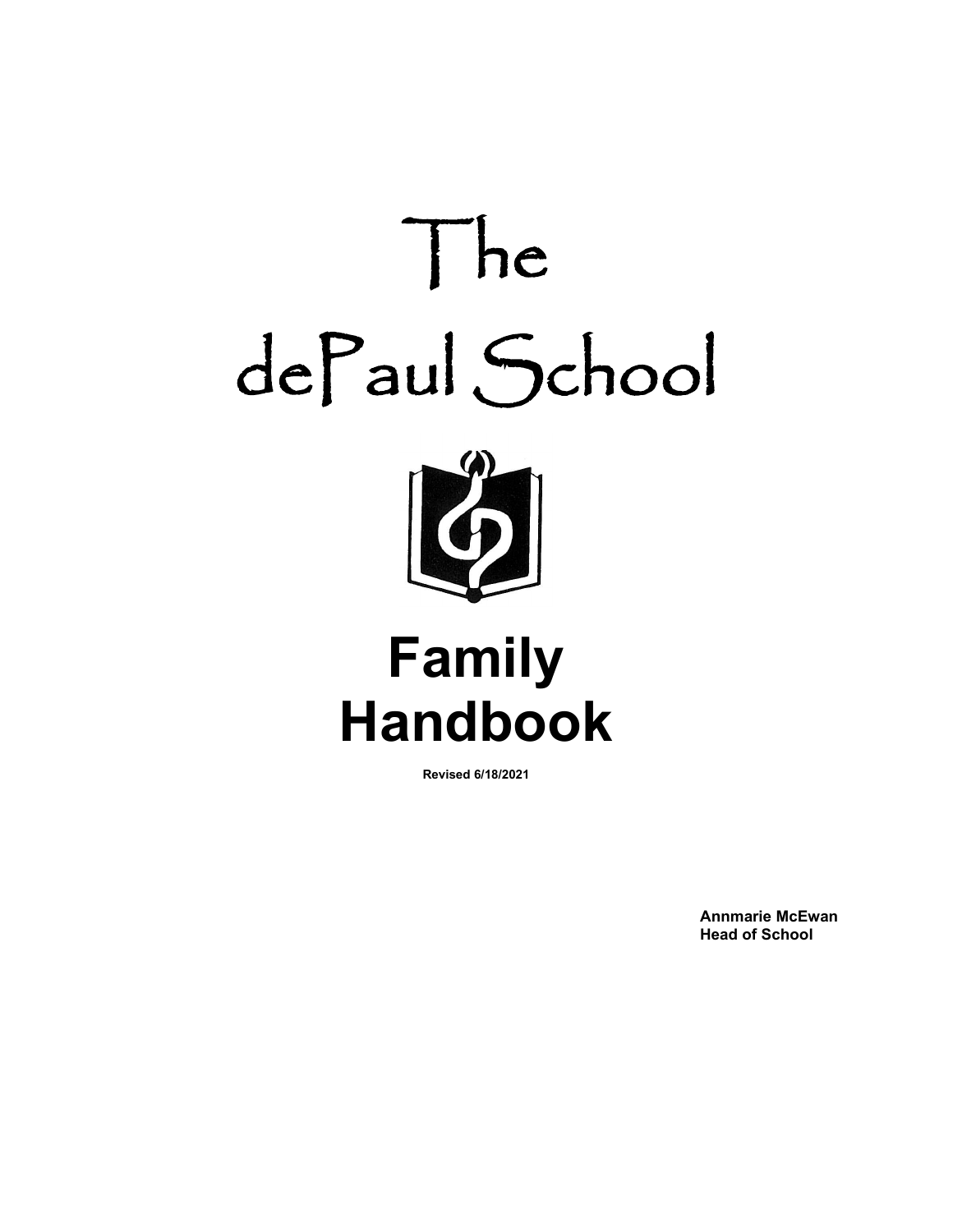# The dePaul School

# Family Handbook

**Revised 6/18/2021**

**Annmarie McEwan**
**Head of School**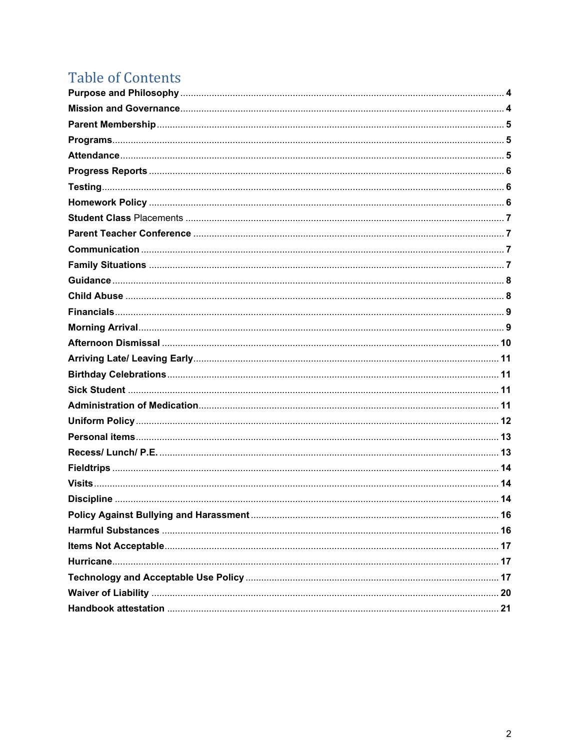# Table of Contents

| | |
|---|---|
| **Purpose and Philosophy** | 4 |
| **Mission and Governance** | 4 |
| **Parent Membership** | 5 |
| **Programs** | 5 |
| **Attendance** | 5 |
| **Progress Reports** | 6 |
| **Testing** | 6 |
| **Homework Policy** | 6 |
| **Student Class** Placements | 7 |
| **Parent Teacher Conference** | 7 |
| **Communication** | 7 |
| **Family Situations** | 7 |
| **Guidance** | 8 |
| **Child Abuse** | 8 |
| **Financials** | 9 |
| **Morning Arrival** | 9 |
| **Afternoon Dismissal** | 10 |
| **Arriving Late/ Leaving Early** | 11 |
| **Birthday Celebrations** | 11 |
| **Sick Student** | 11 |
| **Administration of Medication** | 11 |
| **Uniform Policy** | 12 |
| **Personal items** | 13 |
| **Recess/ Lunch/ P.E.** | 13 |
| **Fieldtrips** | 14 |
| **Visits** | 14 |
| **Discipline** | 14 |
| **Policy Against Bullying and Harassment** | 16 |
| **Harmful Substances** | 16 |
| **Items Not Acceptable** | 17 |
| **Hurricane** | 17 |
| **Technology and Acceptable Use Policy** | 17 |
| **Waiver of Liability** | 20 |
| **Handbook attestation** | 21 |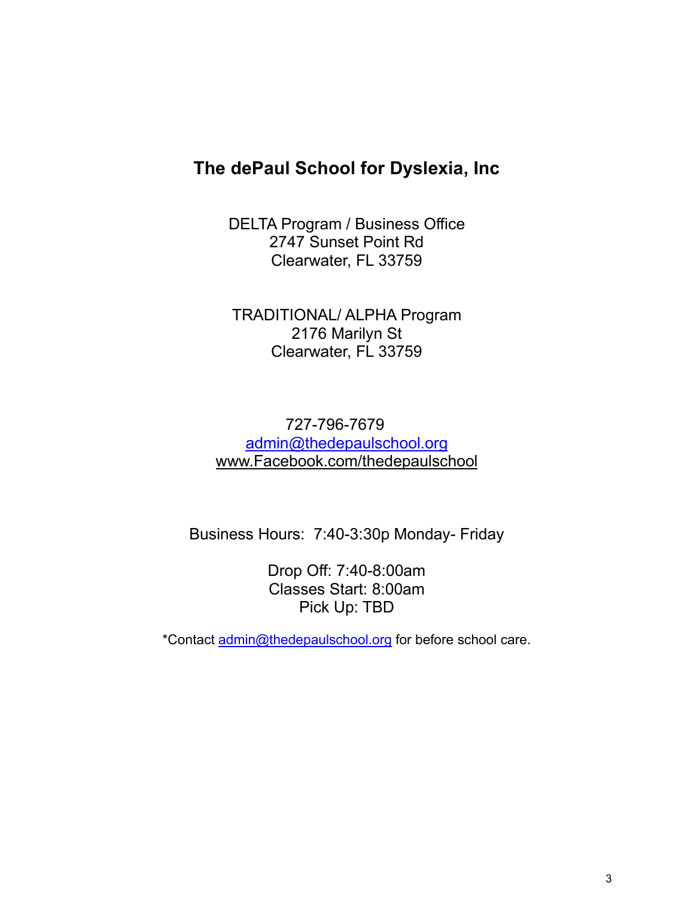# The dePaul School for Dyslexia, Inc

DELTA Program / Business Office
2747 Sunset Point Rd
Clearwater, FL 33759

TRADITIONAL/ ALPHA Program
2176 Marilyn St
Clearwater, FL 33759

727-796-7679
admin@thedepaulschool.org
www.Facebook.com/thedepaulschool

Business Hours: 7:40-3:30p Monday- Friday

Drop Off: 7:40-8:00am
Classes Start: 8:00am
Pick Up: TBD

*Contact admin@thedepaulschool.org for before school care.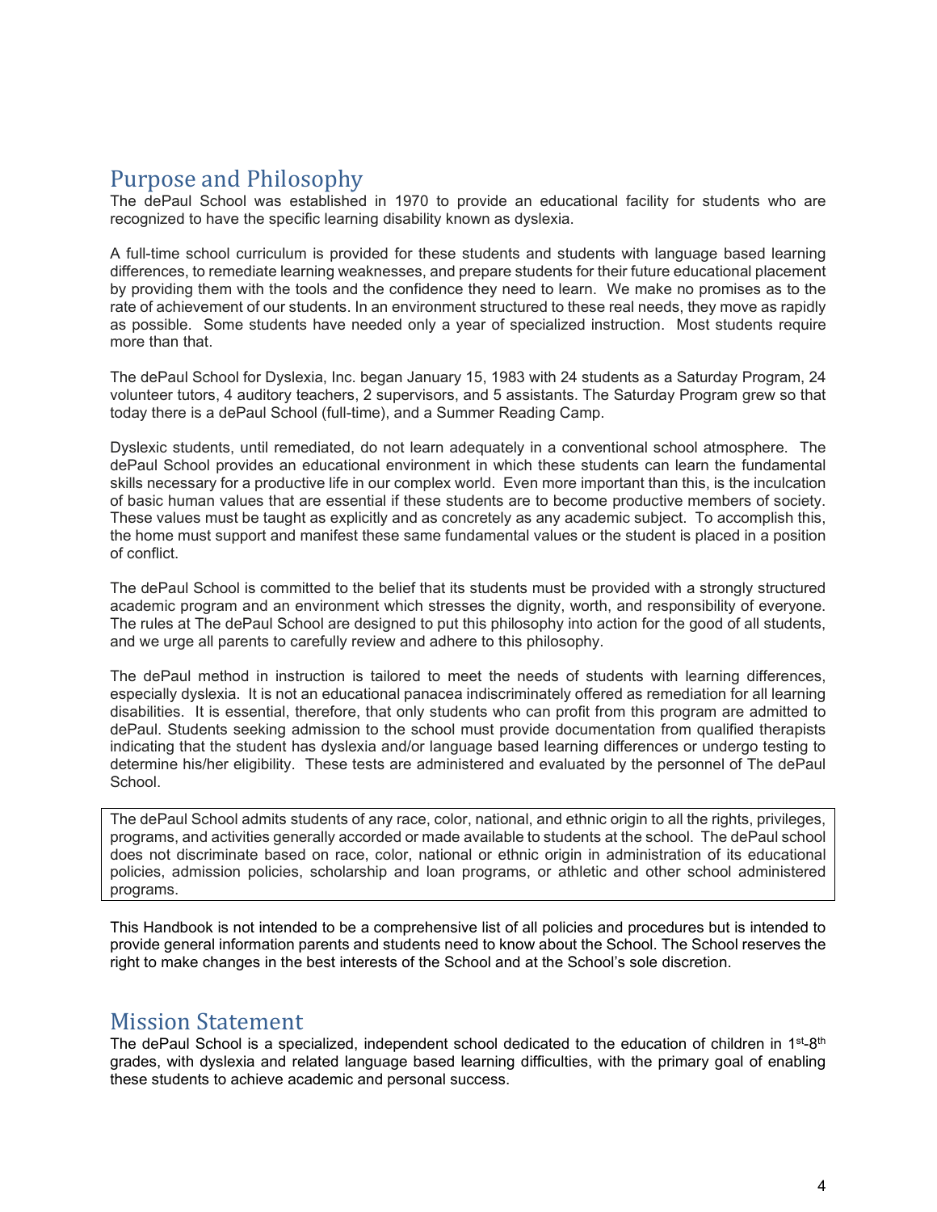## Purpose and Philosophy

The dePaul School was established in 1970 to provide an educational facility for students who are recognized to have the specific learning disability known as dyslexia.

A full-time school curriculum is provided for these students and students with language based learning differences, to remediate learning weaknesses, and prepare students for their future educational placement by providing them with the tools and the confidence they need to learn. We make no promises as to the rate of achievement of our students. In an environment structured to these real needs, they move as rapidly as possible. Some students have needed only a year of specialized instruction. Most students require more than that.

The dePaul School for Dyslexia, Inc. began January 15, 1983 with 24 students as a Saturday Program, 24 volunteer tutors, 4 auditory teachers, 2 supervisors, and 5 assistants. The Saturday Program grew so that today there is a dePaul School (full-time), and a Summer Reading Camp.

Dyslexic students, until remediated, do not learn adequately in a conventional school atmosphere. The dePaul School provides an educational environment in which these students can learn the fundamental skills necessary for a productive life in our complex world. Even more important than this, is the inculcation of basic human values that are essential if these students are to become productive members of society. These values must be taught as explicitly and as concretely as any academic subject. To accomplish this, the home must support and manifest these same fundamental values or the student is placed in a position of conflict.

The dePaul School is committed to the belief that its students must be provided with a strongly structured academic program and an environment which stresses the dignity, worth, and responsibility of everyone. The rules at The dePaul School are designed to put this philosophy into action for the good of all students, and we urge all parents to carefully review and adhere to this philosophy.

The dePaul method in instruction is tailored to meet the needs of students with learning differences, especially dyslexia. It is not an educational panacea indiscriminately offered as remediation for all learning disabilities. It is essential, therefore, that only students who can profit from this program are admitted to dePaul. Students seeking admission to the school must provide documentation from qualified therapists indicating that the student has dyslexia and/or language based learning differences or undergo testing to determine his/her eligibility. These tests are administered and evaluated by the personnel of The dePaul School.

The dePaul School admits students of any race, color, national, and ethnic origin to all the rights, privileges, programs, and activities generally accorded or made available to students at the school. The dePaul school does not discriminate based on race, color, national or ethnic origin in administration of its educational policies, admission policies, scholarship and loan programs, or athletic and other school administered programs.

This Handbook is not intended to be a comprehensive list of all policies and procedures but is intended to provide general information parents and students need to know about the School. The School reserves the right to make changes in the best interests of the School and at the School's sole discretion.

## Mission Statement

The dePaul School is a specialized, independent school dedicated to the education of children in 1st-8th grades, with dyslexia and related language based learning difficulties, with the primary goal of enabling these students to achieve academic and personal success.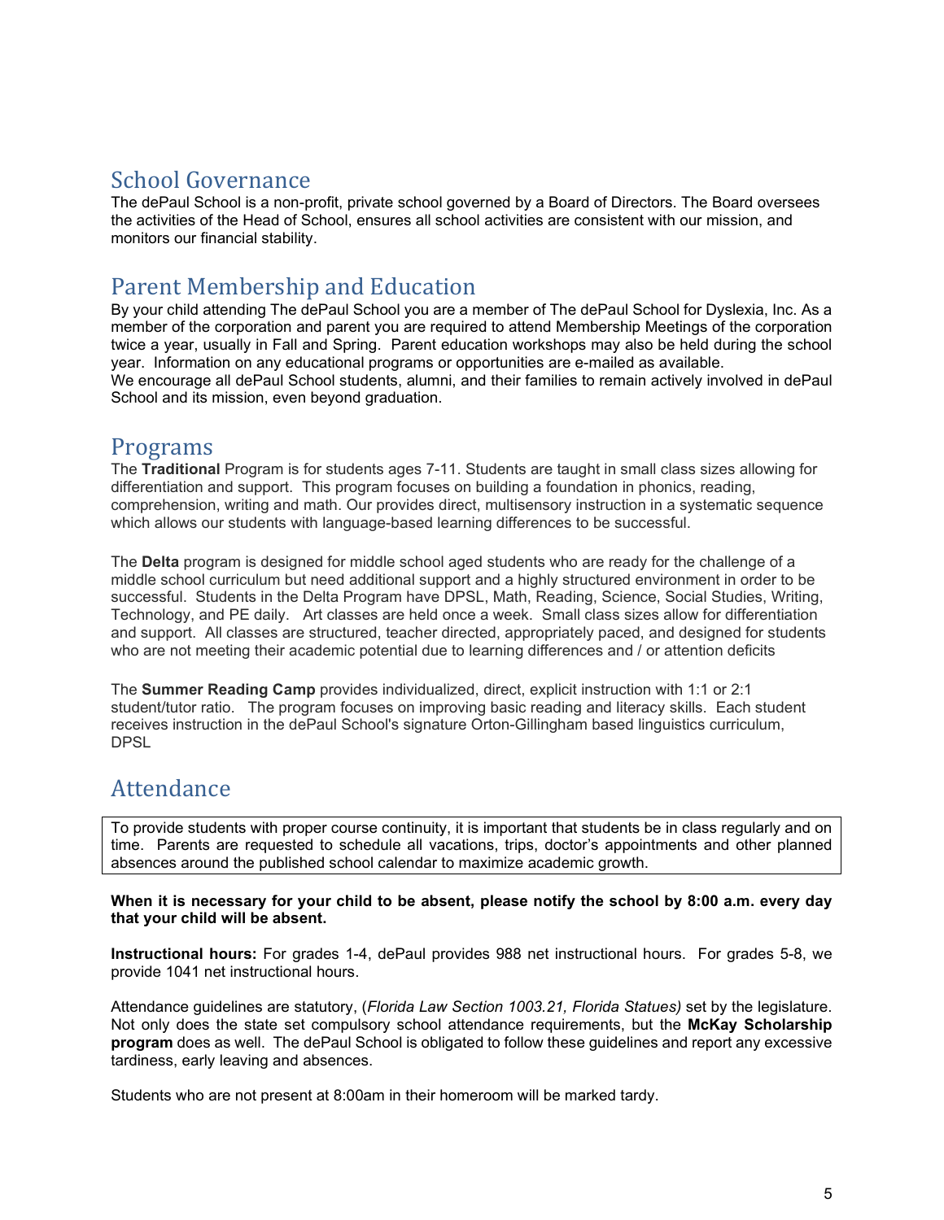## School Governance

The dePaul School is a non-profit, private school governed by a Board of Directors. The Board oversees the activities of the Head of School, ensures all school activities are consistent with our mission, and monitors our financial stability.

## Parent Membership and Education

By your child attending The dePaul School you are a member of The dePaul School for Dyslexia, Inc. As a member of the corporation and parent you are required to attend Membership Meetings of the corporation twice a year, usually in Fall and Spring. Parent education workshops may also be held during the school year. Information on any educational programs or opportunities are e-mailed as available.
We encourage all dePaul School students, alumni, and their families to remain actively involved in dePaul School and its mission, even beyond graduation.

## Programs

The **Traditional** Program is for students ages 7-11. Students are taught in small class sizes allowing for differentiation and support. This program focuses on building a foundation in phonics, reading, comprehension, writing and math. Our provides direct, multisensory instruction in a systematic sequence which allows our students with language-based learning differences to be successful.

The **Delta** program is designed for middle school aged students who are ready for the challenge of a middle school curriculum but need additional support and a highly structured environment in order to be successful. Students in the Delta Program have DPSL, Math, Reading, Science, Social Studies, Writing, Technology, and PE daily. Art classes are held once a week. Small class sizes allow for differentiation and support. All classes are structured, teacher directed, appropriately paced, and designed for students who are not meeting their academic potential due to learning differences and / or attention deficits

The **Summer Reading Camp** provides individualized, direct, explicit instruction with 1:1 or 2:1 student/tutor ratio. The program focuses on improving basic reading and literacy skills. Each student receives instruction in the dePaul School's signature Orton-Gillingham based linguistics curriculum, DPSL

## Attendance

To provide students with proper course continuity, it is important that students be in class regularly and on time. Parents are requested to schedule all vacations, trips, doctor's appointments and other planned absences around the published school calendar to maximize academic growth.

**When it is necessary for your child to be absent, please notify the school by 8:00 a.m. every day that your child will be absent.**

**Instructional hours:** For grades 1-4, dePaul provides 988 net instructional hours. For grades 5-8, we provide 1041 net instructional hours.

Attendance guidelines are statutory, (*Florida Law Section 1003.21, Florida Statues)* set by the legislature. Not only does the state set compulsory school attendance requirements, but the **McKay Scholarship program** does as well. The dePaul School is obligated to follow these guidelines and report any excessive tardiness, early leaving and absences.

Students who are not present at 8:00am in their homeroom will be marked tardy.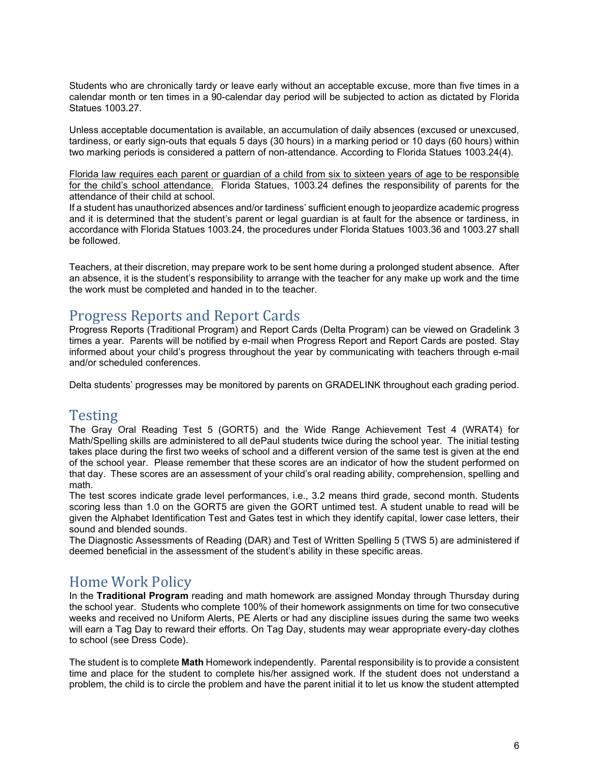Students who are chronically tardy or leave early without an acceptable excuse, more than five times in a calendar month or ten times in a 90-calendar day period will be subjected to action as dictated by Florida Statues 1003.27.

Unless acceptable documentation is available, an accumulation of daily absences (excused or unexcused, tardiness, or early sign-outs that equals 5 days (30 hours) in a marking period or 10 days (60 hours) within two marking periods is considered a pattern of non-attendance. According to Florida Statues 1003.24(4).

<u>Florida law requires each parent or guardian of a child from six to sixteen years of age to be responsible for the child's school attendance.</u> Florida Statues, 1003.24 defines the responsibility of parents for the attendance of their child at school.

If a student has unauthorized absences and/or tardiness' sufficient enough to jeopardize academic progress and it is determined that the student's parent or legal guardian is at fault for the absence or tardiness, in accordance with Florida Statues 1003.24, the procedures under Florida Statues 1003.36 and 1003.27 shall be followed.

Teachers, at their discretion, may prepare work to be sent home during a prolonged student absence. After an absence, it is the student's responsibility to arrange with the teacher for any make up work and the time the work must be completed and handed in to the teacher.

## Progress Reports and Report Cards

Progress Reports (Traditional Program) and Report Cards (Delta Program) can be viewed on Gradelink 3 times a year. Parents will be notified by e-mail when Progress Report and Report Cards are posted. Stay informed about your child's progress throughout the year by communicating with teachers through e-mail and/or scheduled conferences.

Delta students' progresses may be monitored by parents on GRADELINK throughout each grading period.

## Testing

The Gray Oral Reading Test 5 (GORT5) and the Wide Range Achievement Test 4 (WRAT4) for Math/Spelling skills are administered to all dePaul students twice during the school year. The initial testing takes place during the first two weeks of school and a different version of the same test is given at the end of the school year. Please remember that these scores are an indicator of how the student performed on that day. These scores are an assessment of your child's oral reading ability, comprehension, spelling and math.

The test scores indicate grade level performances, i.e., 3.2 means third grade, second month. Students scoring less than 1.0 on the GORT5 are given the GORT untimed test. A student unable to read will be given the Alphabet Identification Test and Gates test in which they identify capital, lower case letters, their sound and blended sounds.

The Diagnostic Assessments of Reading (DAR) and Test of Written Spelling 5 (TWS 5) are administered if deemed beneficial in the assessment of the student's ability in these specific areas.

## Home Work Policy

In the **Traditional Program** reading and math homework are assigned Monday through Thursday during the school year. Students who complete 100% of their homework assignments on time for two consecutive weeks and received no Uniform Alerts, PE Alerts or had any discipline issues during the same two weeks will earn a Tag Day to reward their efforts. On Tag Day, students may wear appropriate every-day clothes to school (see Dress Code).

The student is to complete **Math** Homework independently. Parental responsibility is to provide a consistent time and place for the student to complete his/her assigned work. If the student does not understand a problem, the child is to circle the problem and have the parent initial it to let us know the student attempted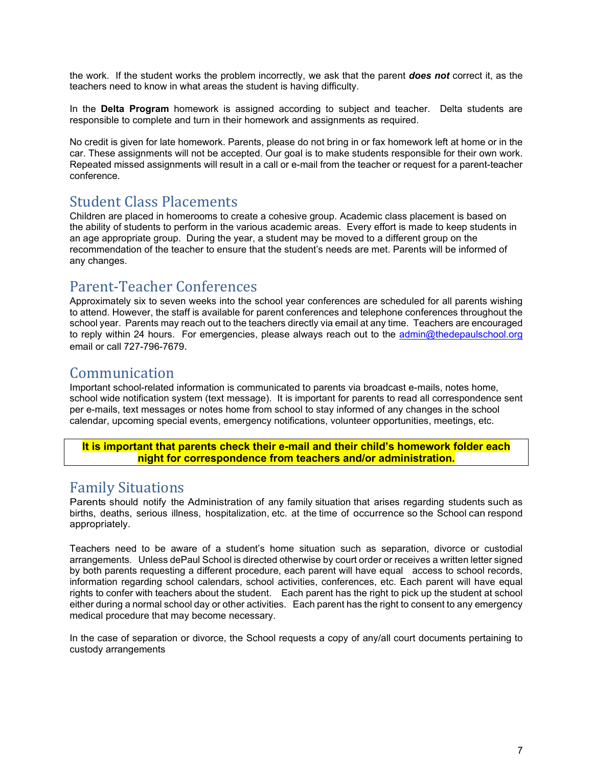the work. If the student works the problem incorrectly, we ask that the parent ***does not*** correct it, as the teachers need to know in what areas the student is having difficulty.

In the **Delta Program** homework is assigned according to subject and teacher. Delta students are responsible to complete and turn in their homework and assignments as required.

No credit is given for late homework. Parents, please do not bring in or fax homework left at home or in the car. These assignments will not be accepted. Our goal is to make students responsible for their own work. Repeated missed assignments will result in a call or e-mail from the teacher or request for a parent-teacher conference.

## Student Class Placements

Children are placed in homerooms to create a cohesive group. Academic class placement is based on the ability of students to perform in the various academic areas. Every effort is made to keep students in an age appropriate group. During the year, a student may be moved to a different group on the recommendation of the teacher to ensure that the student's needs are met. Parents will be informed of any changes.

## Parent-Teacher Conferences

Approximately six to seven weeks into the school year conferences are scheduled for all parents wishing to attend. However, the staff is available for parent conferences and telephone conferences throughout the school year. Parents may reach out to the teachers directly via email at any time. Teachers are encouraged to reply within 24 hours. For emergencies, please always reach out to the admin@thedepaulschool.org email or call 727-796-7679.

## Communication

Important school-related information is communicated to parents via broadcast e-mails, notes home, school wide notification system (text message). It is important for parents to read all correspondence sent per e-mails, text messages or notes home from school to stay informed of any changes in the school calendar, upcoming special events, emergency notifications, volunteer opportunities, meetings, etc.

**It is important that parents check their e-mail and their child's homework folder each night for correspondence from teachers and/or administration.**

## Family Situations

Parents should notify the Administration of any family situation that arises regarding students such as births, deaths, serious illness, hospitalization, etc. at the time of occurrence so the School can respond appropriately.

Teachers need to be aware of a student's home situation such as separation, divorce or custodial arrangements. Unless dePaul School is directed otherwise by court order or receives a written letter signed by both parents requesting a different procedure, each parent will have equal access to school records, information regarding school calendars, school activities, conferences, etc. Each parent will have equal rights to confer with teachers about the student. Each parent has the right to pick up the student at school either during a normal school day or other activities. Each parent has the right to consent to any emergency medical procedure that may become necessary.

In the case of separation or divorce, the School requests a copy of any/all court documents pertaining to custody arrangements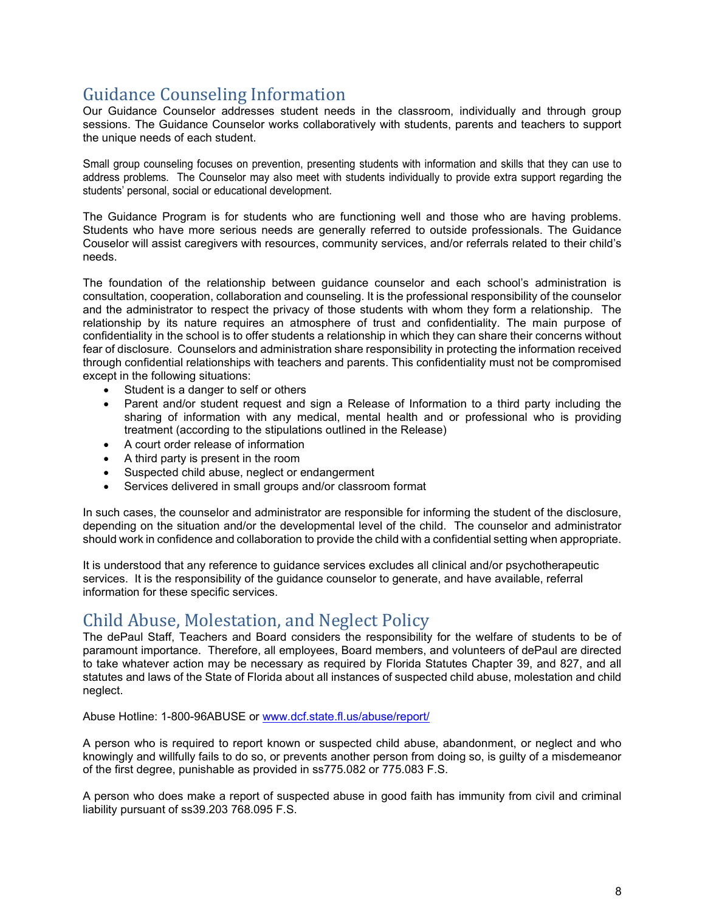## Guidance Counseling Information

Our Guidance Counselor addresses student needs in the classroom, individually and through group sessions. The Guidance Counselor works collaboratively with students, parents and teachers to support the unique needs of each student.

Small group counseling focuses on prevention, presenting students with information and skills that they can use to address problems. The Counselor may also meet with students individually to provide extra support regarding the students' personal, social or educational development.

The Guidance Program is for students who are functioning well and those who are having problems. Students who have more serious needs are generally referred to outside professionals. The Guidance Couselor will assist caregivers with resources, community services, and/or referrals related to their child's needs.

The foundation of the relationship between guidance counselor and each school's administration is consultation, cooperation, collaboration and counseling. It is the professional responsibility of the counselor and the administrator to respect the privacy of those students with whom they form a relationship. The relationship by its nature requires an atmosphere of trust and confidentiality. The main purpose of confidentiality in the school is to offer students a relationship in which they can share their concerns without fear of disclosure. Counselors and administration share responsibility in protecting the information received through confidential relationships with teachers and parents. This confidentiality must not be compromised except in the following situations:

- Student is a danger to self or others
- Parent and/or student request and sign a Release of Information to a third party including the sharing of information with any medical, mental health and or professional who is providing treatment (according to the stipulations outlined in the Release)
- A court order release of information
- A third party is present in the room
- Suspected child abuse, neglect or endangerment
- Services delivered in small groups and/or classroom format

In such cases, the counselor and administrator are responsible for informing the student of the disclosure, depending on the situation and/or the developmental level of the child. The counselor and administrator should work in confidence and collaboration to provide the child with a confidential setting when appropriate.

It is understood that any reference to guidance services excludes all clinical and/or psychotherapeutic services. It is the responsibility of the guidance counselor to generate, and have available, referral information for these specific services.

## Child Abuse, Molestation, and Neglect Policy

The dePaul Staff, Teachers and Board considers the responsibility for the welfare of students to be of paramount importance. Therefore, all employees, Board members, and volunteers of dePaul are directed to take whatever action may be necessary as required by Florida Statutes Chapter 39, and 827, and all statutes and laws of the State of Florida about all instances of suspected child abuse, molestation and child neglect.

Abuse Hotline: 1-800-96ABUSE or [www.dcf.state.fl.us/abuse/report/](www.dcf.state.fl.us/abuse/report/)

A person who is required to report known or suspected child abuse, abandonment, or neglect and who knowingly and willfully fails to do so, or prevents another person from doing so, is guilty of a misdemeanor of the first degree, punishable as provided in ss775.082 or 775.083 F.S.

A person who does make a report of suspected abuse in good faith has immunity from civil and criminal liability pursuant of ss39.203 768.095 F.S.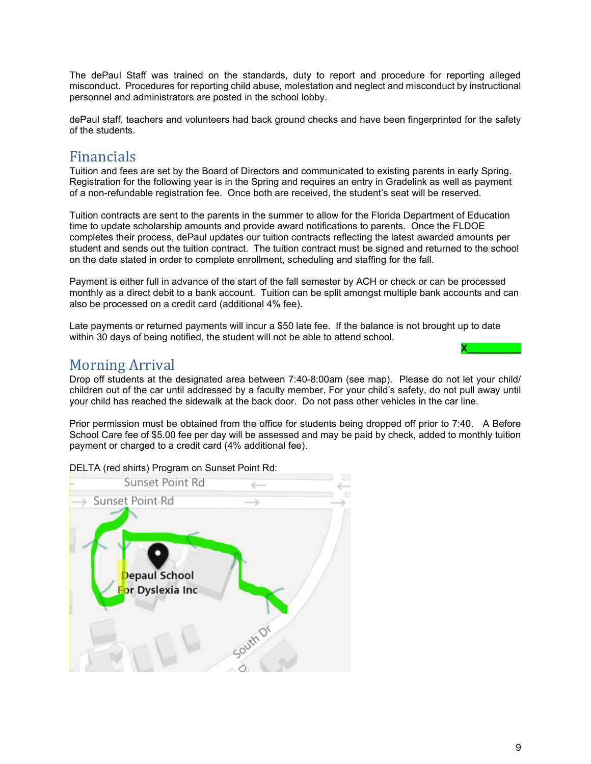The dePaul Staff was trained on the standards, duty to report and procedure for reporting alleged misconduct. Procedures for reporting child abuse, molestation and neglect and misconduct by instructional personnel and administrators are posted in the school lobby.

dePaul staff, teachers and volunteers had back ground checks and have been fingerprinted for the safety of the students.

## Financials

Tuition and fees are set by the Board of Directors and communicated to existing parents in early Spring. Registration for the following year is in the Spring and requires an entry in Gradelink as well as payment of a non-refundable registration fee. Once both are received, the student's seat will be reserved.

Tuition contracts are sent to the parents in the summer to allow for the Florida Department of Education time to update scholarship amounts and provide award notifications to parents. Once the FLDOE completes their process, dePaul updates our tuition contracts reflecting the latest awarded amounts per student and sends out the tuition contract. The tuition contract must be signed and returned to the school on the date stated in order to complete enrollment, scheduling and staffing for the fall.

Payment is either full in advance of the start of the fall semester by ACH or check or can be processed monthly as a direct debit to a bank account. Tuition can be split amongst multiple bank accounts and can also be processed on a credit card (additional 4% fee).

Late payments or returned payments will incur a $50 late fee. If the balance is not brought up to date within 30 days of being notified, the student will not be able to attend school.

X__________

## Morning Arrival

Drop off students at the designated area between 7:40-8:00am (see map). Please do not let your child/ children out of the car until addressed by a faculty member. For your child's safety, do not pull away until your child has reached the sidewalk at the back door. Do not pass other vehicles in the car line.

Prior permission must be obtained from the office for students being dropped off prior to 7:40. A Before School Care fee of $5.00 fee per day will be assessed and may be paid by check, added to monthly tuition payment or charged to a credit card (4% additional fee).

DELTA (red shirts) Program on Sunset Point Rd:

Sunset Point Rd

Sunset Point Rd

Depaul School For Dyslexia Inc

South Dr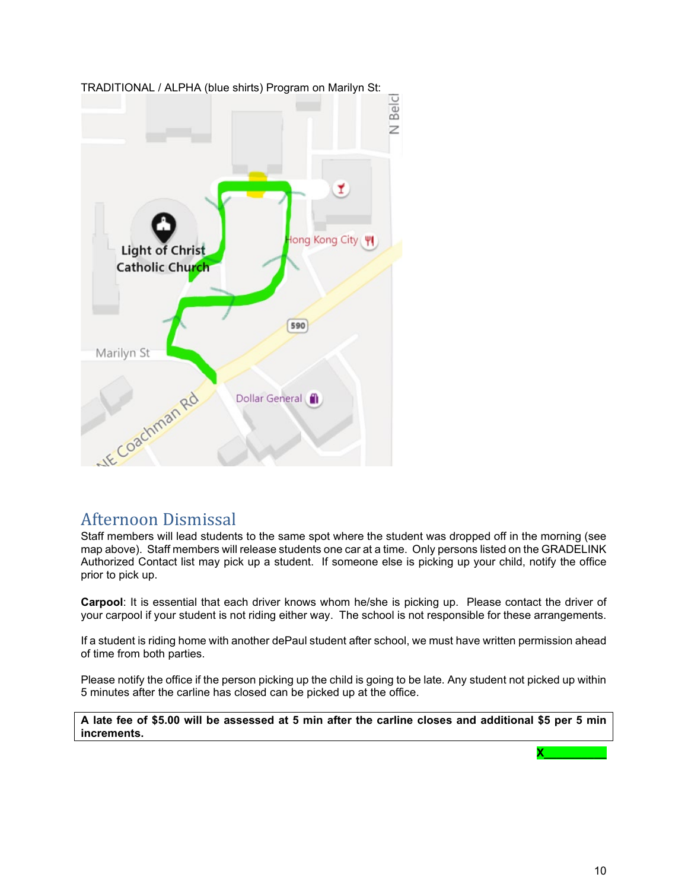TRADITIONAL / ALPHA (blue shirts) Program on Marilyn St:

## Afternoon Dismissal

Staff members will lead students to the same spot where the student was dropped off in the morning (see map above). Staff members will release students one car at a time. Only persons listed on the GRADELINK Authorized Contact list may pick up a student. If someone else is picking up your child, notify the office prior to pick up.

**Carpool**: It is essential that each driver knows whom he/she is picking up. Please contact the driver of your carpool if your student is not riding either way. The school is not responsible for these arrangements.

If a student is riding home with another dePaul student after school, we must have written permission ahead of time from both parties.

Please notify the office if the person picking up the child is going to be late. Any student not picked up within 5 minutes after the carline has closed can be picked up at the office.

**A late fee of $5.00 will be assessed at 5 min after the carline closes and additional $5 per 5 min increments.**

**X**___________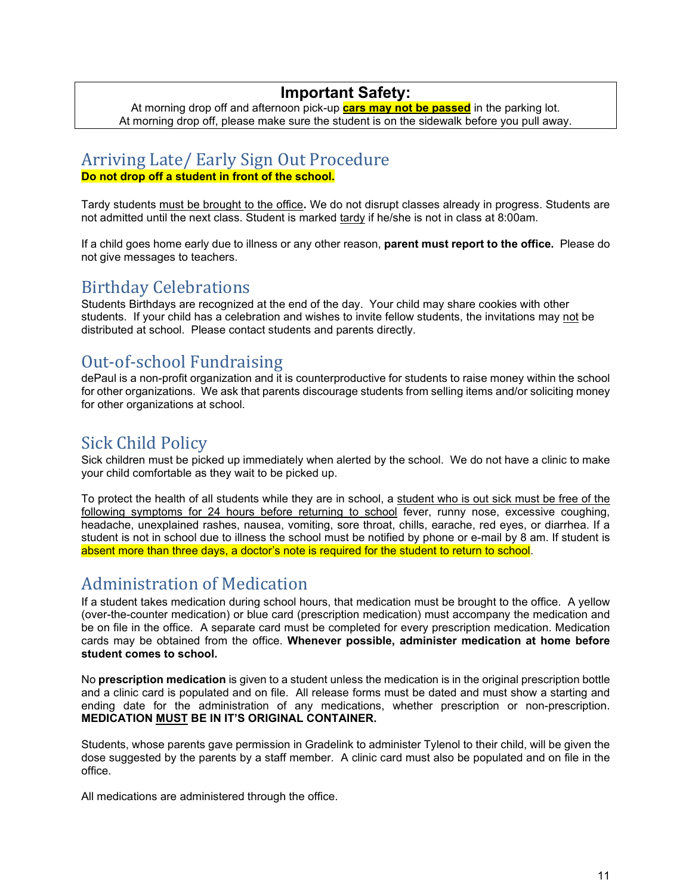**Important Safety:**

At morning drop off and afternoon pick-up **cars may not be passed** in the parking lot.
At morning drop off, please make sure the student is on the sidewalk before you pull away.

## Arriving Late/ Early Sign Out Procedure

**Do not drop off a student in front of the school.**

Tardy students must be brought to the office**.** We do not disrupt classes already in progress. Students are not admitted until the next class. Student is marked tardy if he/she is not in class at 8:00am.

If a child goes home early due to illness or any other reason, **parent must report to the office.** Please do not give messages to teachers.

## Birthday Celebrations

Students Birthdays are recognized at the end of the day. Your child may share cookies with other students. If your child has a celebration and wishes to invite fellow students, the invitations may not be distributed at school. Please contact students and parents directly.

## Out-of-school Fundraising

dePaul is a non-profit organization and it is counterproductive for students to raise money within the school for other organizations. We ask that parents discourage students from selling items and/or soliciting money for other organizations at school.

## Sick Child Policy

Sick children must be picked up immediately when alerted by the school. We do not have a clinic to make your child comfortable as they wait to be picked up.

To protect the health of all students while they are in school, a student who is out sick must be free of the following symptoms for 24 hours before returning to school fever, runny nose, excessive coughing, headache, unexplained rashes, nausea, vomiting, sore throat, chills, earache, red eyes, or diarrhea. If a student is not in school due to illness the school must be notified by phone or e-mail by 8 am. If student is absent more than three days, a doctor's note is required for the student to return to school.

## Administration of Medication

If a student takes medication during school hours, that medication must be brought to the office. A yellow (over-the-counter medication) or blue card (prescription medication) must accompany the medication and be on file in the office. A separate card must be completed for every prescription medication. Medication cards may be obtained from the office. **Whenever possible, administer medication at home before student comes to school.**

No **prescription medication** is given to a student unless the medication is in the original prescription bottle and a clinic card is populated and on file. All release forms must be dated and must show a starting and ending date for the administration of any medications, whether prescription or non-prescription. **MEDICATION MUST BE IN IT'S ORIGINAL CONTAINER.**

Students, whose parents gave permission in Gradelink to administer Tylenol to their child, will be given the dose suggested by the parents by a staff member. A clinic card must also be populated and on file in the office.

All medications are administered through the office.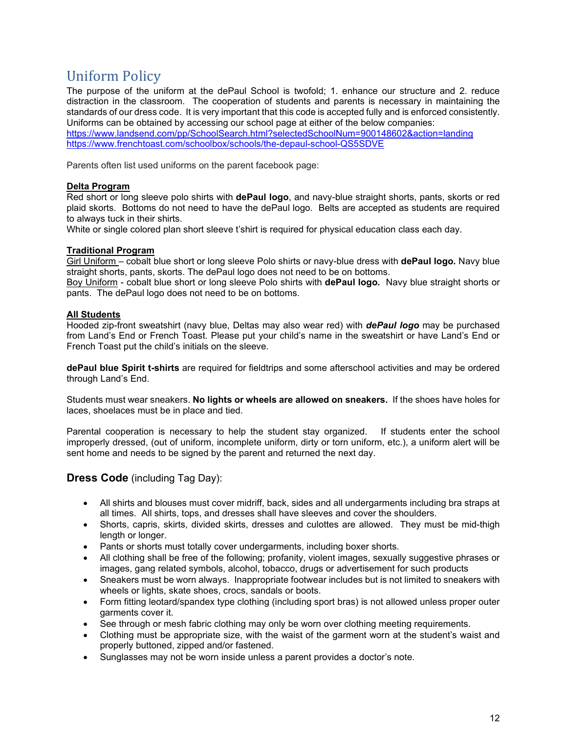# Uniform Policy

The purpose of the uniform at the dePaul School is twofold; 1. enhance our structure and 2. reduce distraction in the classroom. The cooperation of students and parents is necessary in maintaining the standards of our dress code. It is very important that this code is accepted fully and is enforced consistently. Uniforms can be obtained by accessing our school page at either of the below companies:
https://www.landsend.com/pp/SchoolSearch.html?selectedSchoolNum=900148602&action=landing
https://www.frenchtoast.com/schoolbox/schools/the-depaul-school-QS5SDVE

Parents often list used uniforms on the parent facebook page:

**Delta Program**
Red short or long sleeve polo shirts with **dePaul logo**, and navy-blue straight shorts, pants, skorts or red plaid skorts. Bottoms do not need to have the dePaul logo. Belts are accepted as students are required to always tuck in their shirts.
White or single colored plan short sleeve t'shirt is required for physical education class each day.

**Traditional Program**
Girl Uniform – cobalt blue short or long sleeve Polo shirts or navy-blue dress with **dePaul logo.** Navy blue straight shorts, pants, skorts. The dePaul logo does not need to be on bottoms.
Boy Uniform - cobalt blue short or long sleeve Polo shirts with **dePaul logo.** Navy blue straight shorts or pants. The dePaul logo does not need to be on bottoms.

**All Students**
Hooded zip-front sweatshirt (navy blue, Deltas may also wear red) with ***dePaul logo*** may be purchased from Land's End or French Toast. Please put your child's name in the sweatshirt or have Land's End or French Toast put the child's initials on the sleeve.

**dePaul blue Spirit t-shirts** are required for fieldtrips and some afterschool activities and may be ordered through Land's End.

Students must wear sneakers. **No lights or wheels are allowed on sneakers.** If the shoes have holes for laces, shoelaces must be in place and tied.

Parental cooperation is necessary to help the student stay organized. If students enter the school improperly dressed, (out of uniform, incomplete uniform, dirty or torn uniform, etc.), a uniform alert will be sent home and needs to be signed by the parent and returned the next day.

## **Dress Code** (including Tag Day):

- All shirts and blouses must cover midriff, back, sides and all undergarments including bra straps at all times. All shirts, tops, and dresses shall have sleeves and cover the shoulders.
- Shorts, capris, skirts, divided skirts, dresses and culottes are allowed. They must be mid-thigh length or longer.
- Pants or shorts must totally cover undergarments, including boxer shorts.
- All clothing shall be free of the following; profanity, violent images, sexually suggestive phrases or images, gang related symbols, alcohol, tobacco, drugs or advertisement for such products
- Sneakers must be worn always. Inappropriate footwear includes but is not limited to sneakers with wheels or lights, skate shoes, crocs, sandals or boots.
- Form fitting leotard/spandex type clothing (including sport bras) is not allowed unless proper outer garments cover it.
- See through or mesh fabric clothing may only be worn over clothing meeting requirements.
- Clothing must be appropriate size, with the waist of the garment worn at the student's waist and properly buttoned, zipped and/or fastened.
- Sunglasses may not be worn inside unless a parent provides a doctor's note.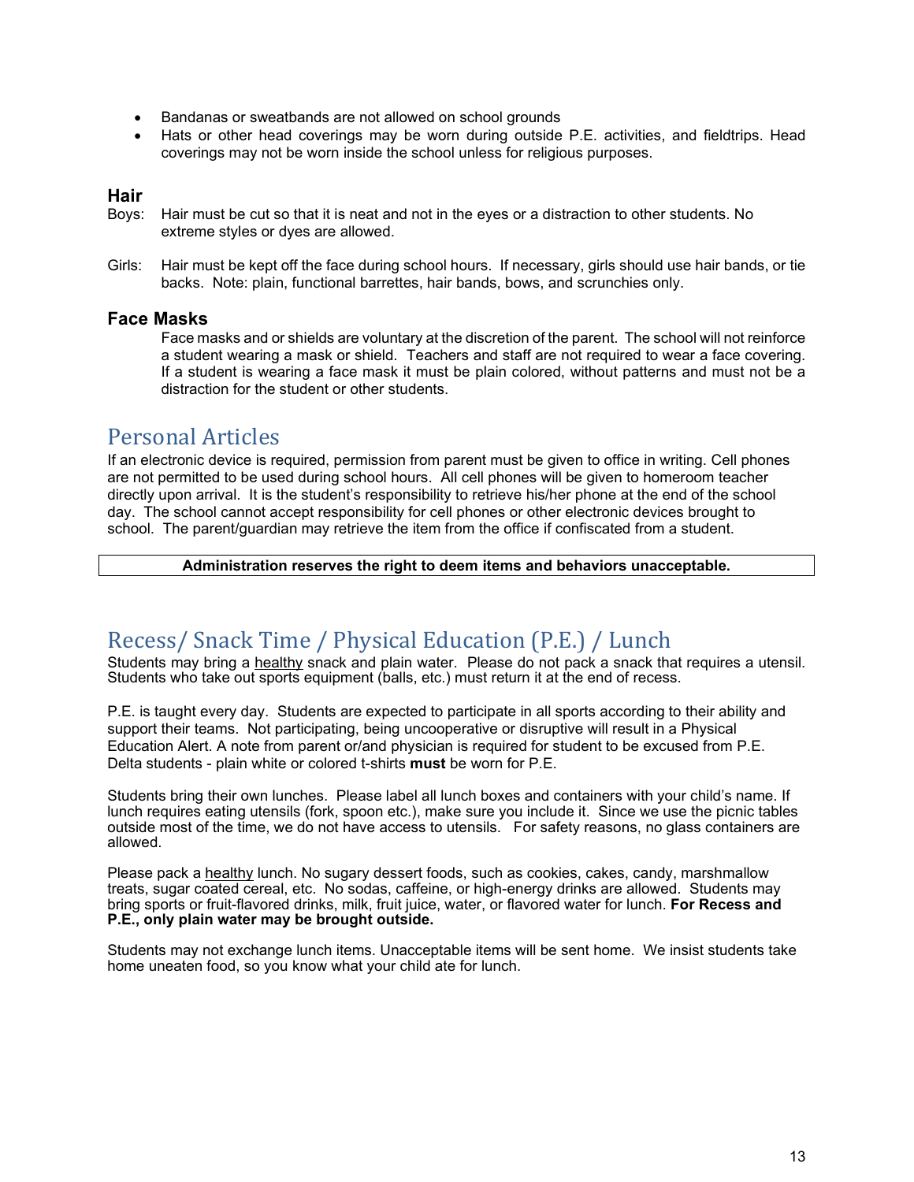- Bandanas or sweatbands are not allowed on school grounds
- Hats or other head coverings may be worn during outside P.E. activities, and fieldtrips. Head coverings may not be worn inside the school unless for religious purposes.

### Hair

Boys: Hair must be cut so that it is neat and not in the eyes or a distraction to other students. No extreme styles or dyes are allowed.

Girls: Hair must be kept off the face during school hours. If necessary, girls should use hair bands, or tie backs. Note: plain, functional barrettes, hair bands, bows, and scrunchies only.

### Face Masks

Face masks and or shields are voluntary at the discretion of the parent. The school will not reinforce a student wearing a mask or shield. Teachers and staff are not required to wear a face covering. If a student is wearing a face mask it must be plain colored, without patterns and must not be a distraction for the student or other students.

## Personal Articles

If an electronic device is required, permission from parent must be given to office in writing. Cell phones are not permitted to be used during school hours. All cell phones will be given to homeroom teacher directly upon arrival. It is the student's responsibility to retrieve his/her phone at the end of the school day. The school cannot accept responsibility for cell phones or other electronic devices brought to school. The parent/guardian may retrieve the item from the office if confiscated from a student.

**Administration reserves the right to deem items and behaviors unacceptable.**

## Recess/ Snack Time / Physical Education (P.E.) / Lunch

Students may bring a healthy snack and plain water. Please do not pack a snack that requires a utensil. Students who take out sports equipment (balls, etc.) must return it at the end of recess.

P.E. is taught every day. Students are expected to participate in all sports according to their ability and support their teams. Not participating, being uncooperative or disruptive will result in a Physical Education Alert. A note from parent or/and physician is required for student to be excused from P.E. Delta students - plain white or colored t-shirts **must** be worn for P.E.

Students bring their own lunches. Please label all lunch boxes and containers with your child's name. If lunch requires eating utensils (fork, spoon etc.), make sure you include it. Since we use the picnic tables outside most of the time, we do not have access to utensils. For safety reasons, no glass containers are allowed.

Please pack a healthy lunch. No sugary dessert foods, such as cookies, cakes, candy, marshmallow treats, sugar coated cereal, etc. No sodas, caffeine, or high-energy drinks are allowed. Students may bring sports or fruit-flavored drinks, milk, fruit juice, water, or flavored water for lunch. **For Recess and P.E., only plain water may be brought outside.**

Students may not exchange lunch items. Unacceptable items will be sent home. We insist students take home uneaten food, so you know what your child ate for lunch.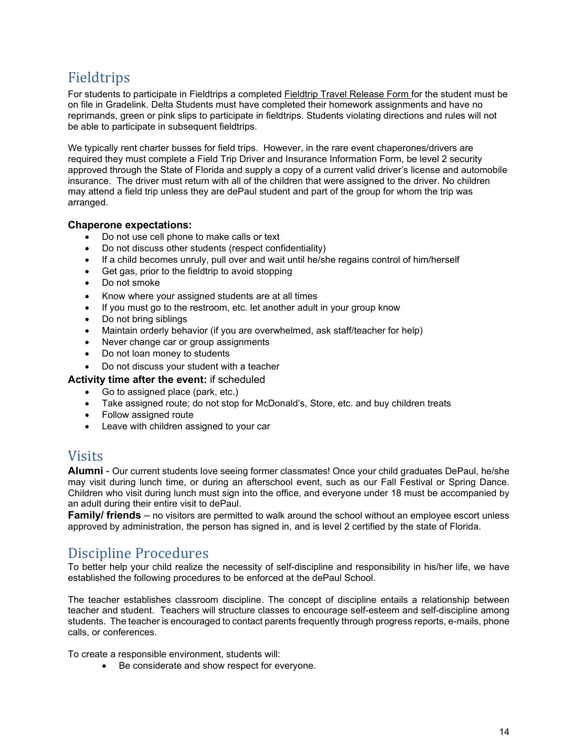## Fieldtrips

For students to participate in Fieldtrips a completed Fieldtrip Travel Release Form for the student must be on file in Gradelink. Delta Students must have completed their homework assignments and have no reprimands, green or pink slips to participate in fieldtrips. Students violating directions and rules will not be able to participate in subsequent fieldtrips.

We typically rent charter busses for field trips. However, in the rare event chaperones/drivers are required they must complete a Field Trip Driver and Insurance Information Form, be level 2 security approved through the State of Florida and supply a copy of a current valid driver's license and automobile insurance. The driver must return with all of the children that were assigned to the driver. No children may attend a field trip unless they are dePaul student and part of the group for whom the trip was arranged.

**Chaperone expectations:**

- Do not use cell phone to make calls or text
- Do not discuss other students (respect confidentiality)
- If a child becomes unruly, pull over and wait until he/she regains control of him/herself
- Get gas, prior to the fieldtrip to avoid stopping
- Do not smoke
- Know where your assigned students are at all times
- If you must go to the restroom, etc. let another adult in your group know
- Do not bring siblings
- Maintain orderly behavior (if you are overwhelmed, ask staff/teacher for help)
- Never change car or group assignments
- Do not loan money to students
- Do not discuss your student with a teacher

**Activity time after the event:** if scheduled

- Go to assigned place (park, etc.)
- Take assigned route; do not stop for McDonald's, Store, etc. and buy children treats
- Follow assigned route
- Leave with children assigned to your car

## Visits

**Alumni** - Our current students love seeing former classmates! Once your child graduates DePaul, he/she may visit during lunch time, or during an afterschool event, such as our Fall Festival or Spring Dance. Children who visit during lunch must sign into the office, and everyone under 18 must be accompanied by an adult during their entire visit to dePaul.

**Family/ friends** – no visitors are permitted to walk around the school without an employee escort unless approved by administration, the person has signed in, and is level 2 certified by the state of Florida.

## Discipline Procedures

To better help your child realize the necessity of self-discipline and responsibility in his/her life, we have established the following procedures to be enforced at the dePaul School.

The teacher establishes classroom discipline. The concept of discipline entails a relationship between teacher and student. Teachers will structure classes to encourage self-esteem and self-discipline among students. The teacher is encouraged to contact parents frequently through progress reports, e-mails, phone calls, or conferences.

To create a responsible environment, students will:

- Be considerate and show respect for everyone.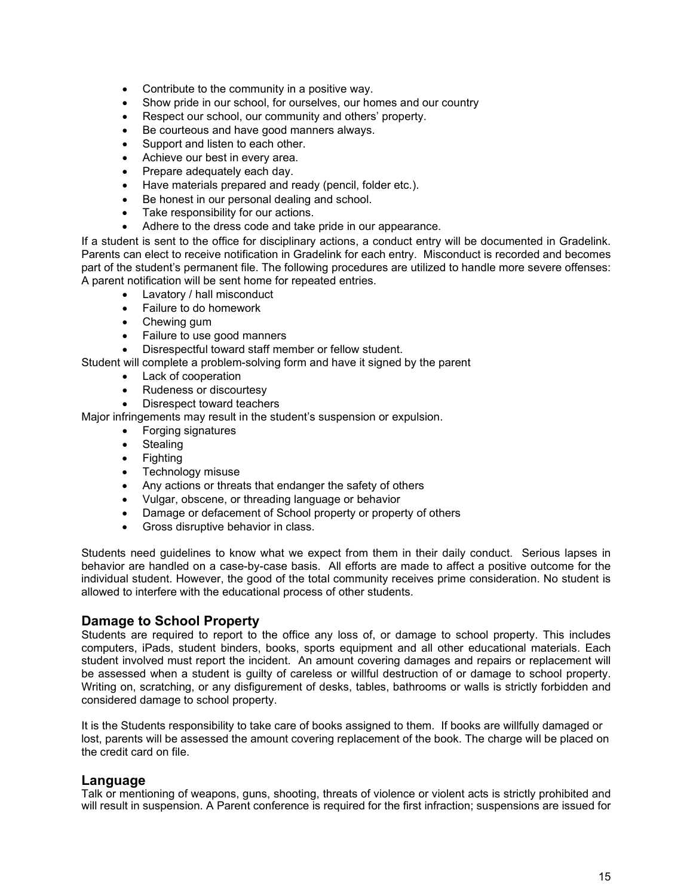- Contribute to the community in a positive way.
- Show pride in our school, for ourselves, our homes and our country
- Respect our school, our community and others' property.
- Be courteous and have good manners always.
- Support and listen to each other.
- Achieve our best in every area.
- Prepare adequately each day.
- Have materials prepared and ready (pencil, folder etc.).
- Be honest in our personal dealing and school.
- Take responsibility for our actions.
- Adhere to the dress code and take pride in our appearance.

If a student is sent to the office for disciplinary actions, a conduct entry will be documented in Gradelink. Parents can elect to receive notification in Gradelink for each entry. Misconduct is recorded and becomes part of the student's permanent file. The following procedures are utilized to handle more severe offenses: A parent notification will be sent home for repeated entries.

- Lavatory / hall misconduct
- Failure to do homework
- Chewing gum
- Failure to use good manners
- Disrespectful toward staff member or fellow student.

Student will complete a problem-solving form and have it signed by the parent

- Lack of cooperation
- Rudeness or discourtesy
- Disrespect toward teachers

Major infringements may result in the student's suspension or expulsion.

- Forging signatures
- Stealing
- Fighting
- Technology misuse
- Any actions or threats that endanger the safety of others
- Vulgar, obscene, or threading language or behavior
- Damage or defacement of School property or property of others
- Gross disruptive behavior in class.

Students need guidelines to know what we expect from them in their daily conduct. Serious lapses in behavior are handled on a case-by-case basis. All efforts are made to affect a positive outcome for the individual student. However, the good of the total community receives prime consideration. No student is allowed to interfere with the educational process of other students.

## Damage to School Property

Students are required to report to the office any loss of, or damage to school property. This includes computers, iPads, student binders, books, sports equipment and all other educational materials. Each student involved must report the incident. An amount covering damages and repairs or replacement will be assessed when a student is guilty of careless or willful destruction of or damage to school property. Writing on, scratching, or any disfigurement of desks, tables, bathrooms or walls is strictly forbidden and considered damage to school property.

It is the Students responsibility to take care of books assigned to them. If books are willfully damaged or lost, parents will be assessed the amount covering replacement of the book. The charge will be placed on the credit card on file.

## Language

Talk or mentioning of weapons, guns, shooting, threats of violence or violent acts is strictly prohibited and will result in suspension. A Parent conference is required for the first infraction; suspensions are issued for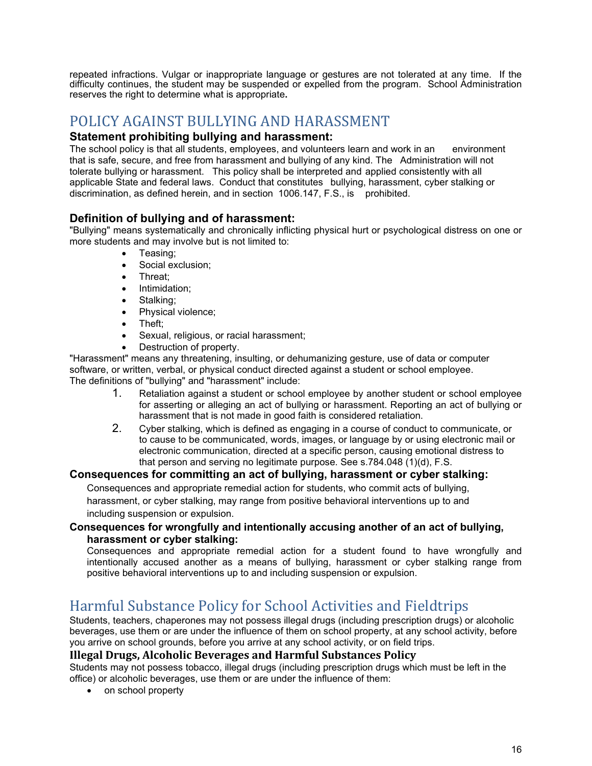repeated infractions. Vulgar or inappropriate language or gestures are not tolerated at any time. If the difficulty continues, the student may be suspended or expelled from the program. School Administration reserves the right to determine what is appropriate**.**

## POLICY AGAINST BULLYING AND HARASSMENT

### Statement prohibiting bullying and harassment:

The school policy is that all students, employees, and volunteers learn and work in an environment that is safe, secure, and free from harassment and bullying of any kind. The Administration will not tolerate bullying or harassment. This policy shall be interpreted and applied consistently with all applicable State and federal laws. Conduct that constitutes bullying, harassment, cyber stalking or discrimination, as defined herein, and in section 1006.147, F.S., is prohibited.

### Definition of bullying and of harassment:

"Bullying" means systematically and chronically inflicting physical hurt or psychological distress on one or more students and may involve but is not limited to:

- Teasing;
- Social exclusion;
- Threat;
- Intimidation;
- Stalking;
- Physical violence;
- Theft;
- Sexual, religious, or racial harassment;
- Destruction of property.

"Harassment" means any threatening, insulting, or dehumanizing gesture, use of data or computer software, or written, verbal, or physical conduct directed against a student or school employee.
The definitions of "bullying" and "harassment" include:

1. Retaliation against a student or school employee by another student or school employee for asserting or alleging an act of bullying or harassment. Reporting an act of bullying or harassment that is not made in good faith is considered retaliation.
2. Cyber stalking, which is defined as engaging in a course of conduct to communicate, or to cause to be communicated, words, images, or language by or using electronic mail or electronic communication, directed at a specific person, causing emotional distress to that person and serving no legitimate purpose. See s.784.048 (1)(d), F.S.

### Consequences for committing an act of bullying, harassment or cyber stalking:

Consequences and appropriate remedial action for students, who commit acts of bullying, harassment, or cyber stalking, may range from positive behavioral interventions up to and including suspension or expulsion.

### Consequences for wrongfully and intentionally accusing another of an act of bullying, harassment or cyber stalking:

Consequences and appropriate remedial action for a student found to have wrongfully and intentionally accused another as a means of bullying, harassment or cyber stalking range from positive behavioral interventions up to and including suspension or expulsion.

## Harmful Substance Policy for School Activities and Fieldtrips

Students, teachers, chaperones may not possess illegal drugs (including prescription drugs) or alcoholic beverages, use them or are under the influence of them on school property, at any school activity, before you arrive on school grounds, before you arrive at any school activity, or on field trips.

### Illegal Drugs, Alcoholic Beverages and Harmful Substances Policy

Students may not possess tobacco, illegal drugs (including prescription drugs which must be left in the office) or alcoholic beverages, use them or are under the influence of them:

- on school property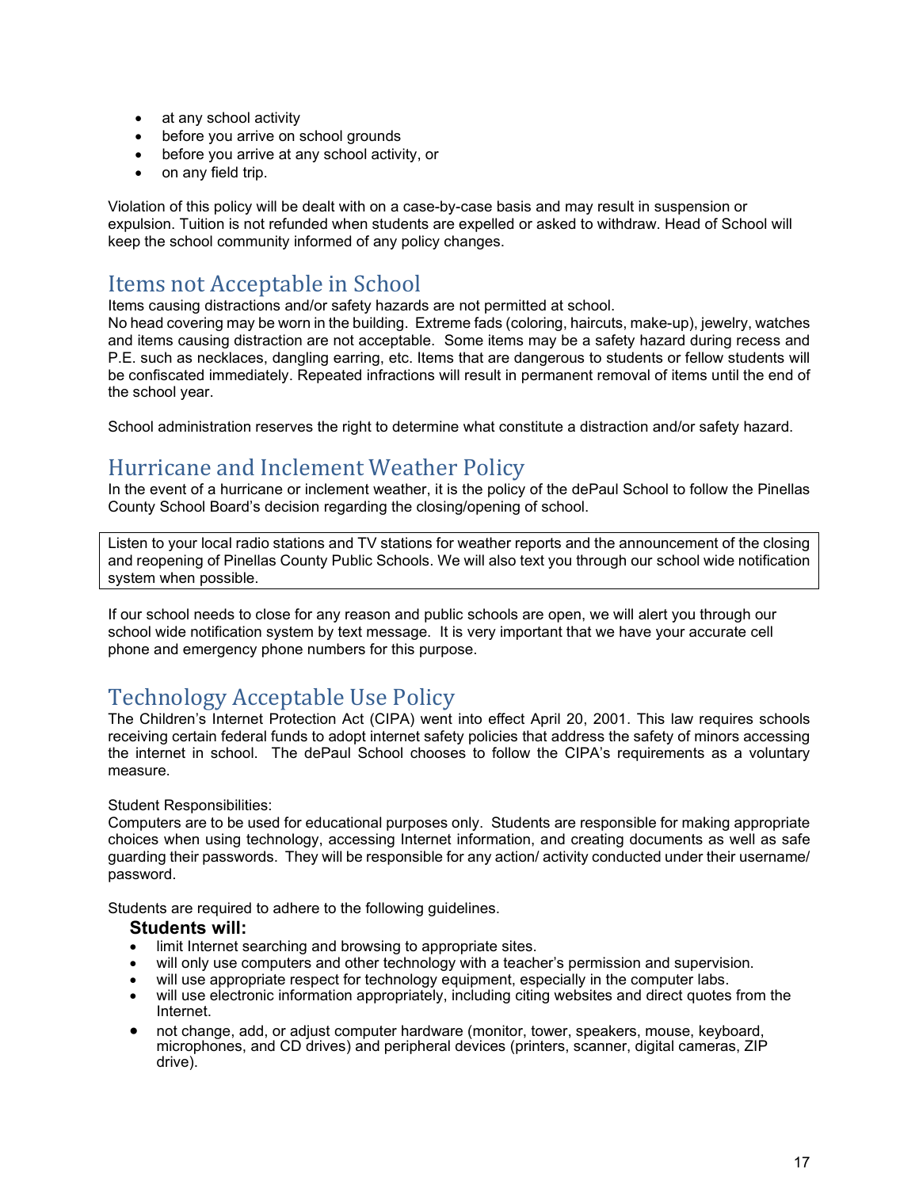- at any school activity
- before you arrive on school grounds
- before you arrive at any school activity, or
- on any field trip.

Violation of this policy will be dealt with on a case-by-case basis and may result in suspension or expulsion. Tuition is not refunded when students are expelled or asked to withdraw. Head of School will keep the school community informed of any policy changes.

## Items not Acceptable in School

Items causing distractions and/or safety hazards are not permitted at school.
No head covering may be worn in the building. Extreme fads (coloring, haircuts, make-up), jewelry, watches and items causing distraction are not acceptable. Some items may be a safety hazard during recess and P.E. such as necklaces, dangling earring, etc. Items that are dangerous to students or fellow students will be confiscated immediately. Repeated infractions will result in permanent removal of items until the end of the school year.

School administration reserves the right to determine what constitute a distraction and/or safety hazard.

## Hurricane and Inclement Weather Policy

In the event of a hurricane or inclement weather, it is the policy of the dePaul School to follow the Pinellas County School Board's decision regarding the closing/opening of school.

Listen to your local radio stations and TV stations for weather reports and the announcement of the closing and reopening of Pinellas County Public Schools. We will also text you through our school wide notification system when possible.

If our school needs to close for any reason and public schools are open, we will alert you through our school wide notification system by text message. It is very important that we have your accurate cell phone and emergency phone numbers for this purpose.

## Technology Acceptable Use Policy

The Children's Internet Protection Act (CIPA) went into effect April 20, 2001. This law requires schools receiving certain federal funds to adopt internet safety policies that address the safety of minors accessing the internet in school. The dePaul School chooses to follow the CIPA's requirements as a voluntary measure.

Student Responsibilities:
Computers are to be used for educational purposes only. Students are responsible for making appropriate choices when using technology, accessing Internet information, and creating documents as well as safe guarding their passwords. They will be responsible for any action/ activity conducted under their username/ password.

Students are required to adhere to the following guidelines.

**Students will:**

- limit Internet searching and browsing to appropriate sites.
- will only use computers and other technology with a teacher's permission and supervision.
- will use appropriate respect for technology equipment, especially in the computer labs.
- will use electronic information appropriately, including citing websites and direct quotes from the Internet.
- not change, add, or adjust computer hardware (monitor, tower, speakers, mouse, keyboard, microphones, and CD drives) and peripheral devices (printers, scanner, digital cameras, ZIP drive).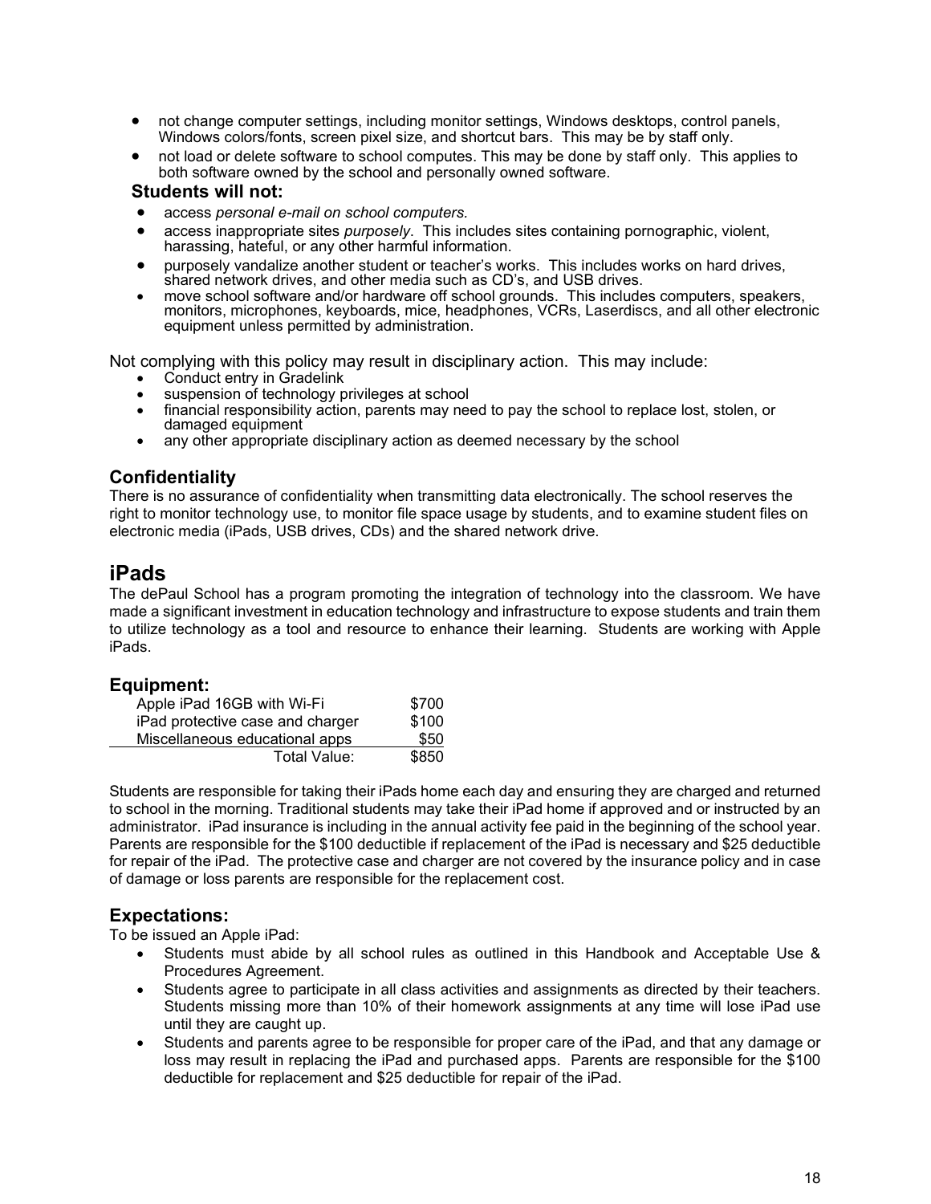- not change computer settings, including monitor settings, Windows desktops, control panels, Windows colors/fonts, screen pixel size, and shortcut bars. This may be by staff only.
- not load or delete software to school computes. This may be done by staff only. This applies to both software owned by the school and personally owned software.

**Students will not:**

- access *personal e-mail on school computers.*
- access inappropriate sites *purposely*. This includes sites containing pornographic, violent, harassing, hateful, or any other harmful information.
- purposely vandalize another student or teacher's works. This includes works on hard drives, shared network drives, and other media such as CD's, and USB drives.
- move school software and/or hardware off school grounds. This includes computers, speakers, monitors, microphones, keyboards, mice, headphones, VCRs, Laserdiscs, and all other electronic equipment unless permitted by administration.

Not complying with this policy may result in disciplinary action. This may include:

- Conduct entry in Gradelink
- suspension of technology privileges at school
- financial responsibility action, parents may need to pay the school to replace lost, stolen, or damaged equipment
- any other appropriate disciplinary action as deemed necessary by the school

### Confidentiality

There is no assurance of confidentiality when transmitting data electronically. The school reserves the right to monitor technology use, to monitor file space usage by students, and to examine student files on electronic media (iPads, USB drives, CDs) and the shared network drive.

## iPads

The dePaul School has a program promoting the integration of technology into the classroom. We have made a significant investment in education technology and infrastructure to expose students and train them to utilize technology as a tool and resource to enhance their learning. Students are working with Apple iPads.

### Equipment:

| Item | Value |
|---|---|
| Apple iPad 16GB with Wi-Fi | $700 |
| iPad protective case and charger | $100 |
| Miscellaneous educational apps | $50 |
| Total Value: | $850 |

Students are responsible for taking their iPads home each day and ensuring they are charged and returned to school in the morning. Traditional students may take their iPad home if approved and or instructed by an administrator. iPad insurance is including in the annual activity fee paid in the beginning of the school year. Parents are responsible for the $100 deductible if replacement of the iPad is necessary and $25 deductible for repair of the iPad. The protective case and charger are not covered by the insurance policy and in case of damage or loss parents are responsible for the replacement cost.

### Expectations:

To be issued an Apple iPad:

- Students must abide by all school rules as outlined in this Handbook and Acceptable Use & Procedures Agreement.
- Students agree to participate in all class activities and assignments as directed by their teachers. Students missing more than 10% of their homework assignments at any time will lose iPad use until they are caught up.
- Students and parents agree to be responsible for proper care of the iPad, and that any damage or loss may result in replacing the iPad and purchased apps. Parents are responsible for the $100 deductible for replacement and $25 deductible for repair of the iPad.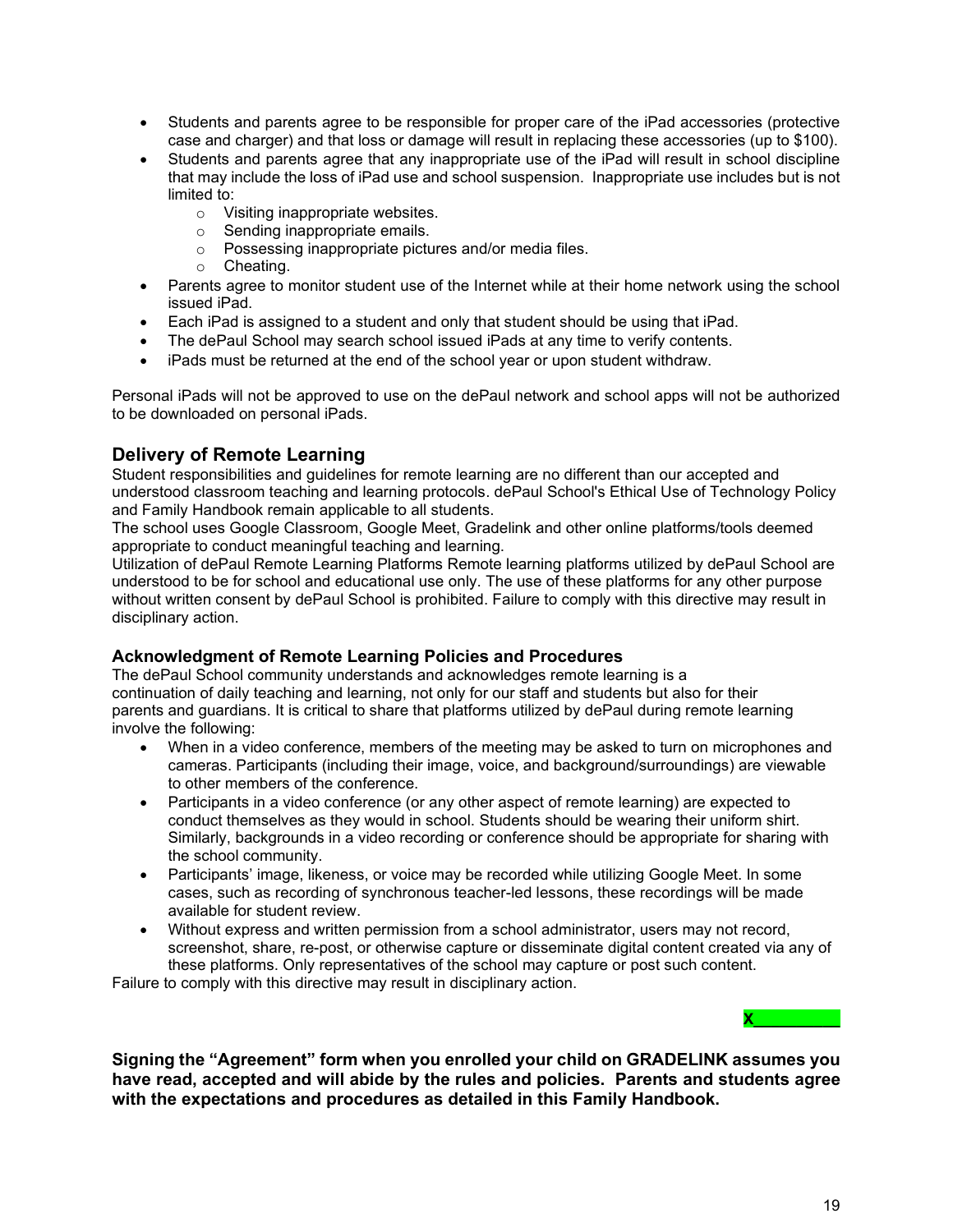- Students and parents agree to be responsible for proper care of the iPad accessories (protective case and charger) and that loss or damage will result in replacing these accessories (up to $100).
- Students and parents agree that any inappropriate use of the iPad will result in school discipline that may include the loss of iPad use and school suspension. Inappropriate use includes but is not limited to:
  - Visiting inappropriate websites.
  - Sending inappropriate emails.
  - Possessing inappropriate pictures and/or media files.
  - Cheating.
- Parents agree to monitor student use of the Internet while at their home network using the school issued iPad.
- Each iPad is assigned to a student and only that student should be using that iPad.
- The dePaul School may search school issued iPads at any time to verify contents.
- iPads must be returned at the end of the school year or upon student withdraw.

Personal iPads will not be approved to use on the dePaul network and school apps will not be authorized to be downloaded on personal iPads.

## Delivery of Remote Learning

Student responsibilities and guidelines for remote learning are no different than our accepted and understood classroom teaching and learning protocols. dePaul School's Ethical Use of Technology Policy and Family Handbook remain applicable to all students.

The school uses Google Classroom, Google Meet, Gradelink and other online platforms/tools deemed appropriate to conduct meaningful teaching and learning.

Utilization of dePaul Remote Learning Platforms Remote learning platforms utilized by dePaul School are understood to be for school and educational use only. The use of these platforms for any other purpose without written consent by dePaul School is prohibited. Failure to comply with this directive may result in disciplinary action.

### Acknowledgment of Remote Learning Policies and Procedures

The dePaul School community understands and acknowledges remote learning is a continuation of daily teaching and learning, not only for our staff and students but also for their parents and guardians. It is critical to share that platforms utilized by dePaul during remote learning involve the following:

- When in a video conference, members of the meeting may be asked to turn on microphones and cameras. Participants (including their image, voice, and background/surroundings) are viewable to other members of the conference.
- Participants in a video conference (or any other aspect of remote learning) are expected to conduct themselves as they would in school. Students should be wearing their uniform shirt. Similarly, backgrounds in a video recording or conference should be appropriate for sharing with the school community.
- Participants' image, likeness, or voice may be recorded while utilizing Google Meet. In some cases, such as recording of synchronous teacher-led lessons, these recordings will be made available for student review.
- Without express and written permission from a school administrator, users may not record, screenshot, share, re-post, or otherwise capture or disseminate digital content created via any of these platforms. Only representatives of the school may capture or post such content.

Failure to comply with this directive may result in disciplinary action.

X__________

**Signing the "Agreement" form when you enrolled your child on GRADELINK assumes you have read, accepted and will abide by the rules and policies. Parents and students agree with the expectations and procedures as detailed in this Family Handbook.**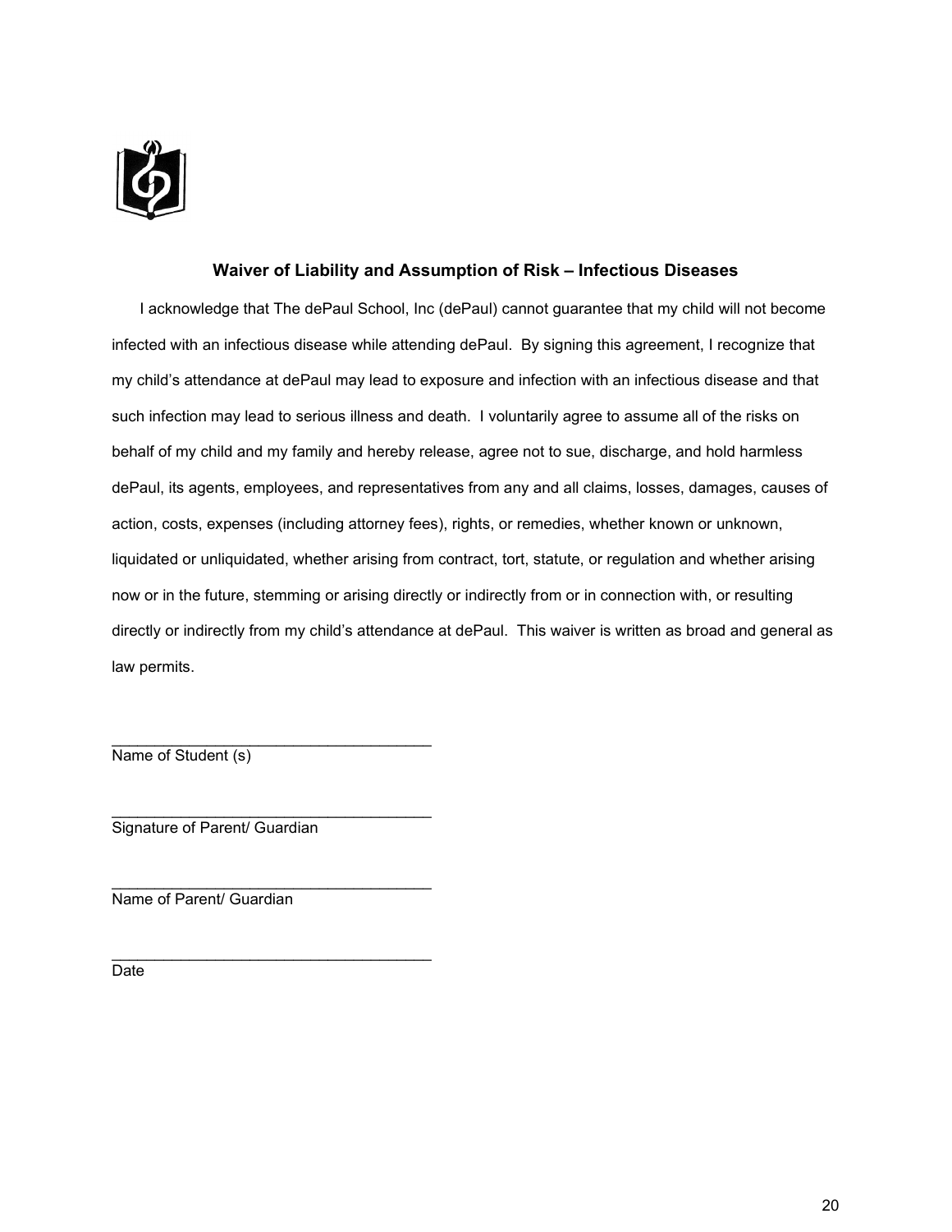## Waiver of Liability and Assumption of Risk – Infectious Diseases

I acknowledge that The dePaul School, Inc (dePaul) cannot guarantee that my child will not become infected with an infectious disease while attending dePaul. By signing this agreement, I recognize that my child's attendance at dePaul may lead to exposure and infection with an infectious disease and that such infection may lead to serious illness and death. I voluntarily agree to assume all of the risks on behalf of my child and my family and hereby release, agree not to sue, discharge, and hold harmless dePaul, its agents, employees, and representatives from any and all claims, losses, damages, causes of action, costs, expenses (including attorney fees), rights, or remedies, whether known or unknown, liquidated or unliquidated, whether arising from contract, tort, statute, or regulation and whether arising now or in the future, stemming or arising directly or indirectly from or in connection with, or resulting directly or indirectly from my child's attendance at dePaul. This waiver is written as broad and general as law permits.

______________________________________
Name of Student (s)

______________________________________
Signature of Parent/ Guardian

______________________________________
Name of Parent/ Guardian

______________________________________
Date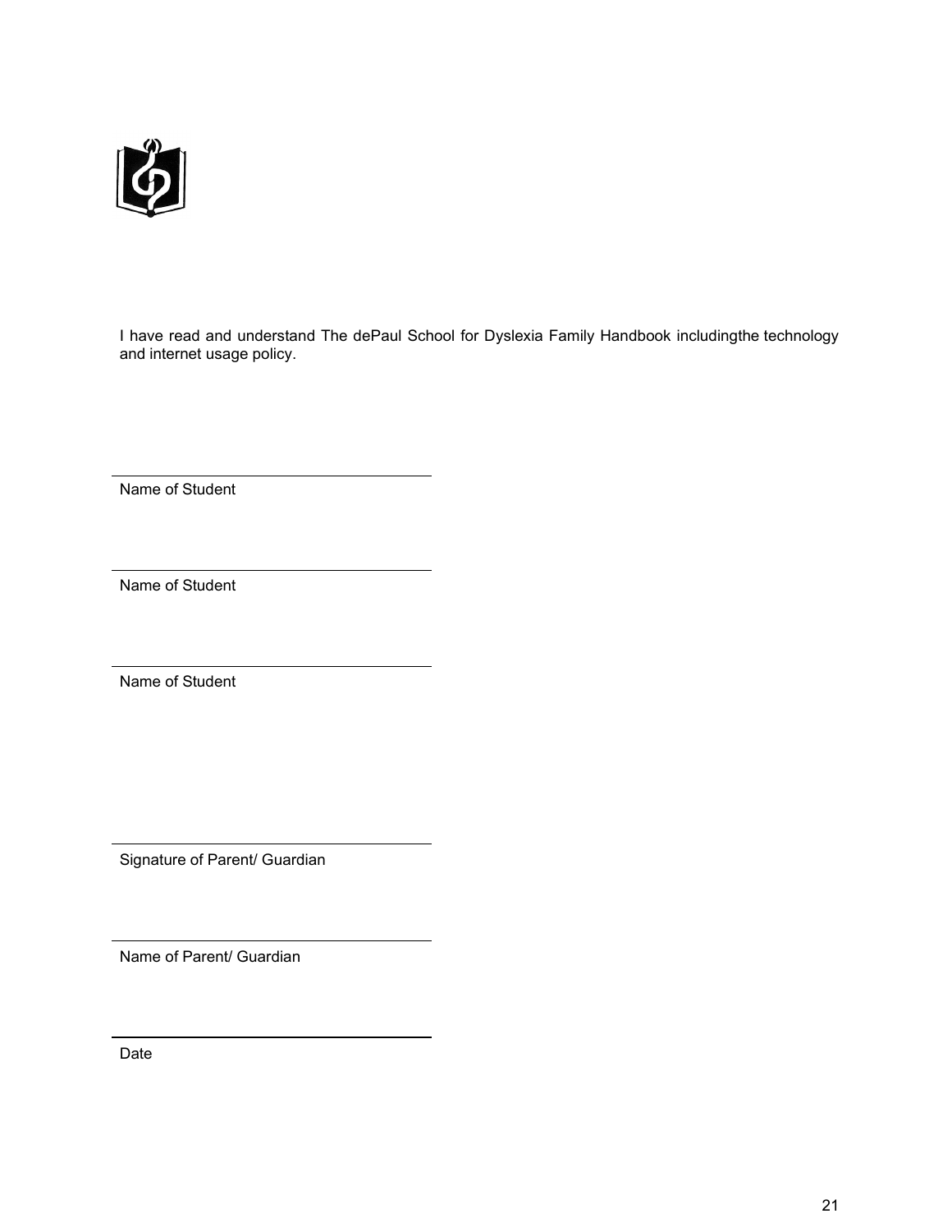I have read and understand The dePaul School for Dyslexia Family Handbook includingthe technology and internet usage policy.

\_\_\_\_\_\_\_\_\_\_\_\_\_\_\_\_\_\_\_\_\_\_\_\_\_\_\_\_\_\_\_\_\_\_\_\_

Name of Student

\_\_\_\_\_\_\_\_\_\_\_\_\_\_\_\_\_\_\_\_\_\_\_\_\_\_\_\_\_\_\_\_\_\_\_\_

Name of Student

\_\_\_\_\_\_\_\_\_\_\_\_\_\_\_\_\_\_\_\_\_\_\_\_\_\_\_\_\_\_\_\_\_\_\_\_

Name of Student

\_\_\_\_\_\_\_\_\_\_\_\_\_\_\_\_\_\_\_\_\_\_\_\_\_\_\_\_\_\_\_\_\_\_\_\_

Signature of Parent/ Guardian

\_\_\_\_\_\_\_\_\_\_\_\_\_\_\_\_\_\_\_\_\_\_\_\_\_\_\_\_\_\_\_\_\_\_\_\_

Name of Parent/ Guardian

\_\_\_\_\_\_\_\_\_\_\_\_\_\_\_\_\_\_\_\_\_\_\_\_\_\_\_\_\_\_\_\_\_\_\_\_

Date